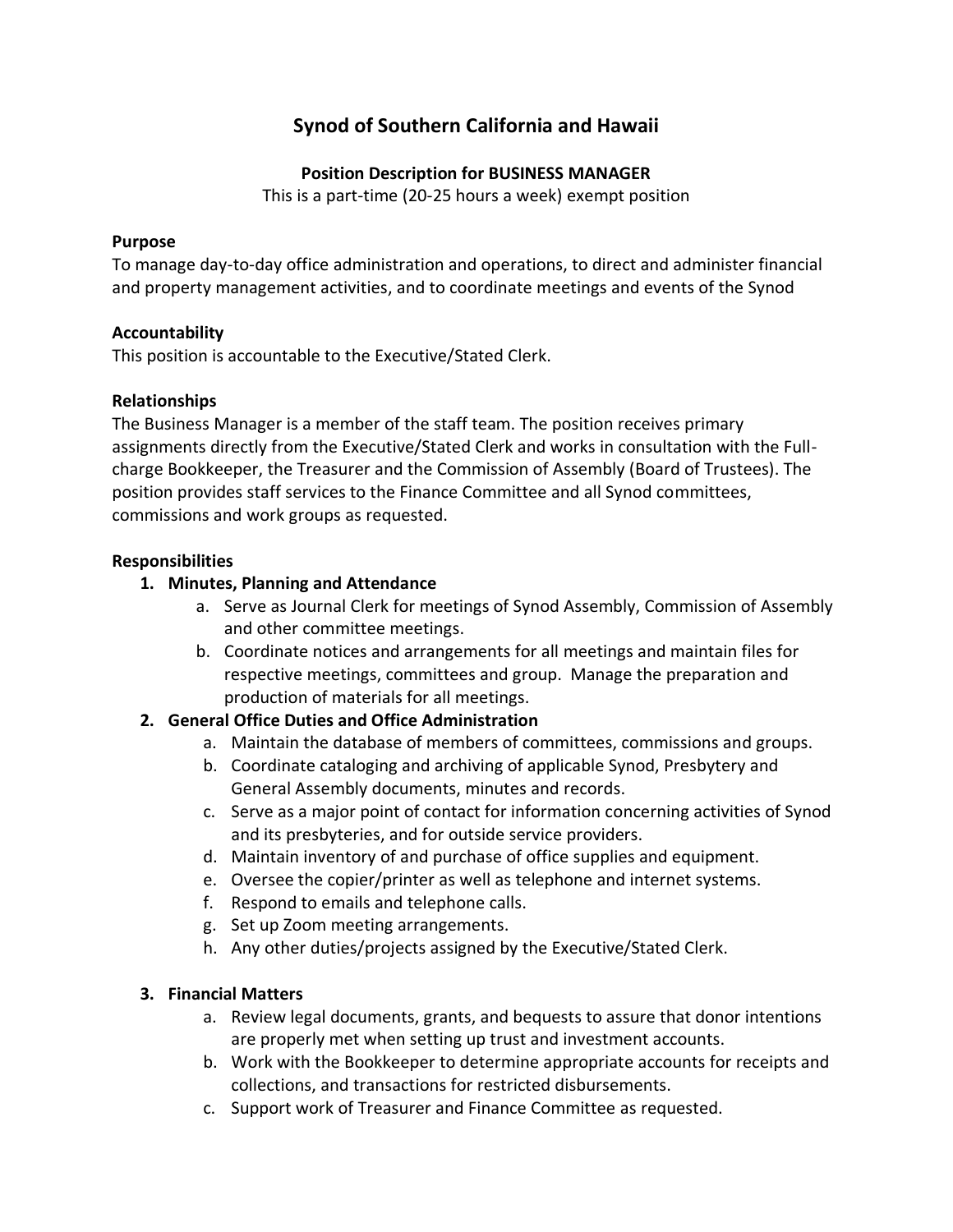# Synod of Southern California and Hawaii

**Position Description for BUSINESS MANAGER**

This is a part-time (20-25 hours a week) exempt position

**Purpose**

To manage day-to-day office administration and operations, to direct and administer financial and property management activities, and to coordinate meetings and events of the Synod

**Accountability**

This position is accountable to the Executive/Stated Clerk.

**Relationships**

The Business Manager is a member of the staff team. The position receives primary assignments directly from the Executive/Stated Clerk and works in consultation with the Full-charge Bookkeeper, the Treasurer and the Commission of Assembly (Board of Trustees). The position provides staff services to the Finance Committee and all Synod committees, commissions and work groups as requested.

**Responsibilities**

1. **Minutes, Planning and Attendance**
   a. Serve as Journal Clerk for meetings of Synod Assembly, Commission of Assembly and other committee meetings.
   b. Coordinate notices and arrangements for all meetings and maintain files for respective meetings, committees and group. Manage the preparation and production of materials for all meetings.
2. **General Office Duties and Office Administration**
   a. Maintain the database of members of committees, commissions and groups.
   b. Coordinate cataloging and archiving of applicable Synod, Presbytery and General Assembly documents, minutes and records.
   c. Serve as a major point of contact for information concerning activities of Synod and its presbyteries, and for outside service providers.
   d. Maintain inventory of and purchase of office supplies and equipment.
   e. Oversee the copier/printer as well as telephone and internet systems.
   f. Respond to emails and telephone calls.
   g. Set up Zoom meeting arrangements.
   h. Any other duties/projects assigned by the Executive/Stated Clerk.
3. **Financial Matters**
   a. Review legal documents, grants, and bequests to assure that donor intentions are properly met when setting up trust and investment accounts.
   b. Work with the Bookkeeper to determine appropriate accounts for receipts and collections, and transactions for restricted disbursements.
   c. Support work of Treasurer and Finance Committee as requested.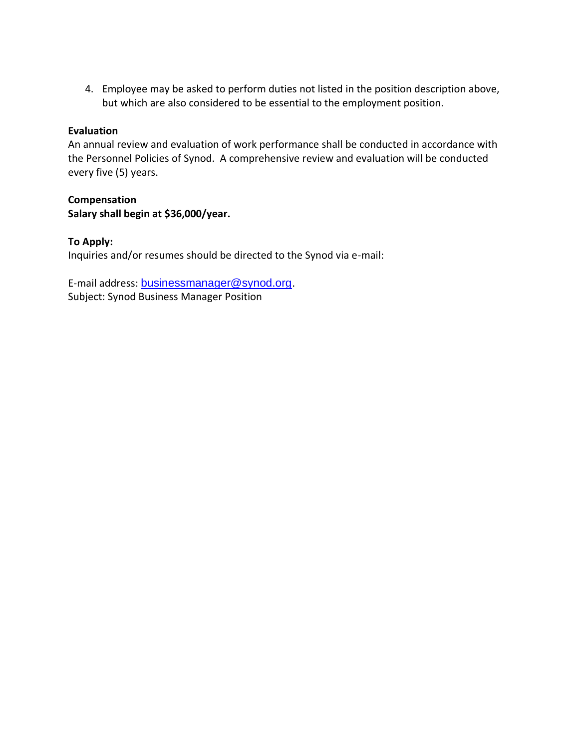4. Employee may be asked to perform duties not listed in the position description above, but which are also considered to be essential to the employment position.

**Evaluation**

An annual review and evaluation of work performance shall be conducted in accordance with the Personnel Policies of Synod. A comprehensive review and evaluation will be conducted every five (5) years.

**Compensation**

**Salary shall begin at $36,000/year.**

**To Apply:**

Inquiries and/or resumes should be directed to the Synod via e-mail:

E-mail address: businessmanager@synod.org.
Subject: Synod Business Manager Position